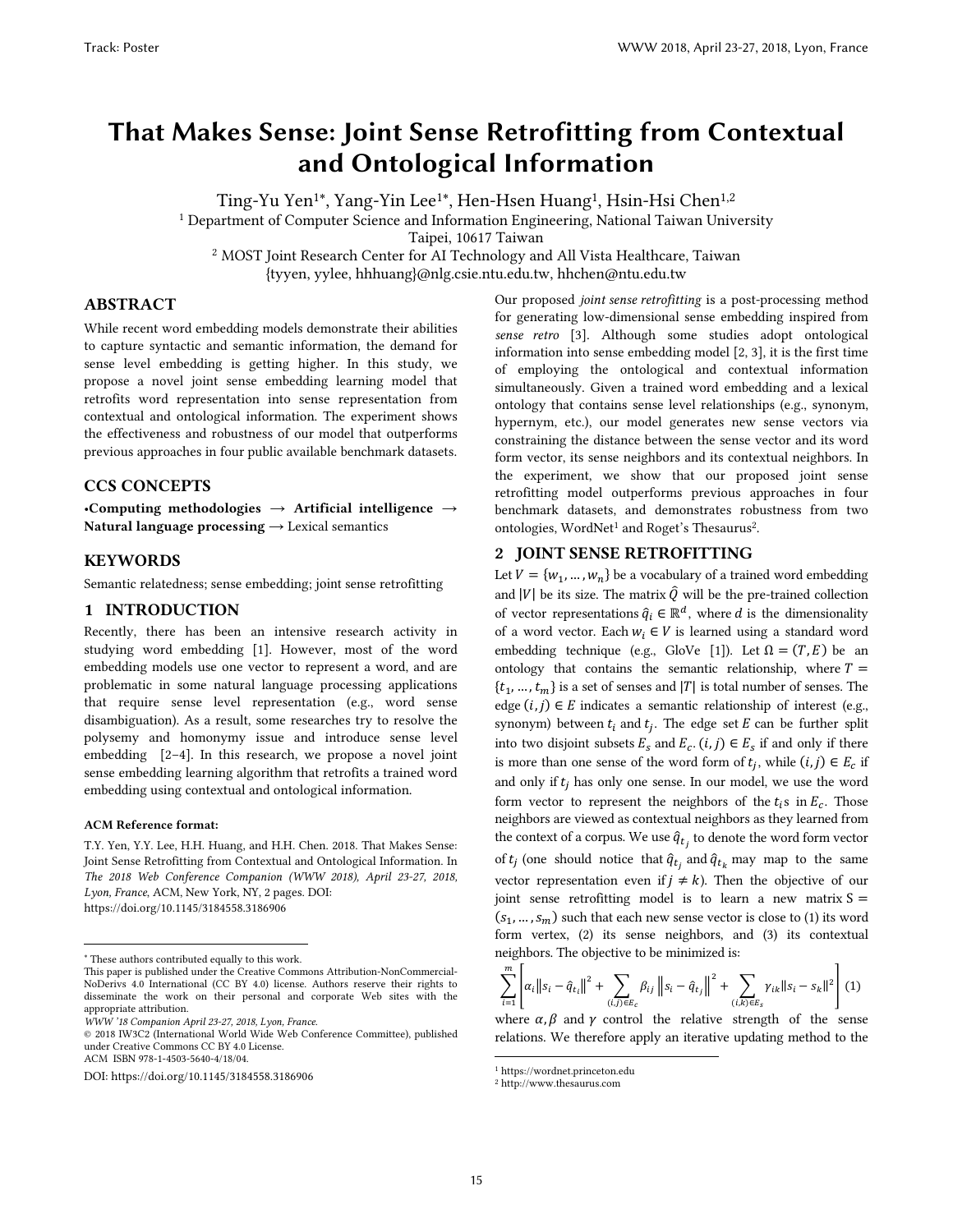# That Makes Sense: Joint Sense Retrofitting from Contextual and Ontological Information

Ting-Yu Yen[1*], Yang-Yin Lee[1*], Hen-Hsen Huang[1], Hsin-Hsi Chen[1,2]

[1] Department of Computer Science and Information Engineering, National Taiwan University  
Taipei, 10617 Taiwan

[2] MOST Joint Research Center for AI Technology and All Vista Healthcare, Taiwan

{tyyen, yylee, hhhuang}@nlg.csie.ntu.edu.tw, hhchen@ntu.edu.tw

## ABSTRACT

While recent word embedding models demonstrate their abilities to capture syntactic and semantic information, the demand for sense level embedding is getting higher. In this study, we propose a novel joint sense embedding learning model that retrofits word representation into sense representation from contextual and ontological information. The experiment shows the effectiveness and robustness of our model that outperforms previous approaches in four public available benchmark datasets.

## CCS CONCEPTS

•**Computing methodologies** → **Artificial intelligence** → **Natural language processing** → Lexical semantics

## KEYWORDS

Semantic relatedness; sense embedding; joint sense retrofitting

## 1 INTRODUCTION

Recently, there has been an intensive research activity in studying word embedding [1]. However, most of the word embedding models use one vector to represent a word, and are problematic in some natural language processing applications that require sense level representation (e.g., word sense disambiguation). As a result, some researches try to resolve the polysemy and homonymy issue and introduce sense level embedding [2–4]. In this research, we propose a novel joint sense embedding learning algorithm that retrofits a trained word embedding using contextual and ontological information.

**ACM Reference format:**

T.Y. Yen, Y.Y. Lee, H.H. Huang, and H.H. Chen. 2018. That Makes Sense: Joint Sense Retrofitting from Contextual and Ontological Information. In *The 2018 Web Conference Companion (WWW 2018), April 23-27, 2018, Lyon, France*, ACM, New York, NY, 2 pages. DOI: https://doi.org/10.1145/3184558.3186906

[*] These authors contributed equally to this work.

This paper is published under the Creative Commons Attribution-NonCommercial-NoDerivs 4.0 International (CC BY 4.0) license. Authors reserve their rights to disseminate the work on their personal and corporate Web sites with the appropriate attribution.

*WWW '18 Companion April 23-27, 2018, Lyon, France.*

© 2018 IW3C2 (International World Wide Web Conference Committee), published under Creative Commons CC BY 4.0 License.

ACM ISBN 978-1-4503-5640-4/18/04.

DOI: https://doi.org/10.1145/3184558.3186906

Our proposed *joint sense retrofitting* is a post-processing method for generating low-dimensional sense embedding inspired from *sense retro* [3]. Although some studies adopt ontological information into sense embedding model [2, 3], it is the first time of employing the ontological and contextual information simultaneously. Given a trained word embedding and a lexical ontology that contains sense level relationships (e.g., synonym, hypernym, etc.), our model generates new sense vectors via constraining the distance between the sense vector and its word form vector, its sense neighbors and its contextual neighbors. In the experiment, we show that our proposed joint sense retrofitting model outperforms previous approaches in four benchmark datasets, and demonstrates robustness from two ontologies, WordNet[1] and Roget's Thesaurus[2].

## 2 JOINT SENSE RETROFITTING

Let $V = \{w_1, \dots, w_n\}$ be a vocabulary of a trained word embedding and $|V|$ be its size. The matrix $\hat{Q}$ will be the pre-trained collection of vector representations $\hat{q}_i \in \mathbb{R}^d$, where $d$ is the dimensionality of a word vector. Each $w_i \in V$ is learned using a standard word embedding technique (e.g., GloVe [1]). Let $\Omega = (T, E)$ be an ontology that contains the semantic relationship, where $T = \{t_1, \dots, t_m\}$ is a set of senses and $|T|$ is total number of senses. The edge $(i, j) \in E$ indicates a semantic relationship of interest (e.g., synonym) between $t_i$ and $t_j$. The edge set $E$ can be further split into two disjoint subsets $E_s$ and $E_c$. $(i, j) \in E_s$ if and only if there is more than one sense of the word form of $t_j$, while $(i, j) \in E_c$ if and only if $t_j$ has only one sense. In our model, we use the word form vector to represent the neighbors of the $t_i$s in $E_c$. Those neighbors are viewed as contextual neighbors as they learned from the context of a corpus. We use $\hat{q}_{t_j}$ to denote the word form vector of $t_j$ (one should notice that $\hat{q}_{t_j}$ and $\hat{q}_{t_k}$ may map to the same vector representation even if $j \neq k$). Then the objective of our joint sense retrofitting model is to learn a new matrix $S = (s_1, \dots, s_m)$ such that each new sense vector is close to (1) its word form vertex, (2) its sense neighbors, and (3) its contextual neighbors. The objective to be minimized is:

$$\sum_{i=1}^{m}\left[\alpha_i \left\|s_i - \hat{q}_{t_i}\right\|^2 + \sum_{(i,j)\in E_c} \beta_{ij} \left\|s_i - \hat{q}_{t_j}\right\|^2 + \sum_{(i,k)\in E_s} \gamma_{ik} \|s_i - s_k\|^2\right] \quad (1)$$

where $\alpha, \beta$ and $\gamma$ control the relative strength of the sense relations. We therefore apply an iterative updating method to the

[1] https://wordnet.princeton.edu

[2] http://www.thesaurus.com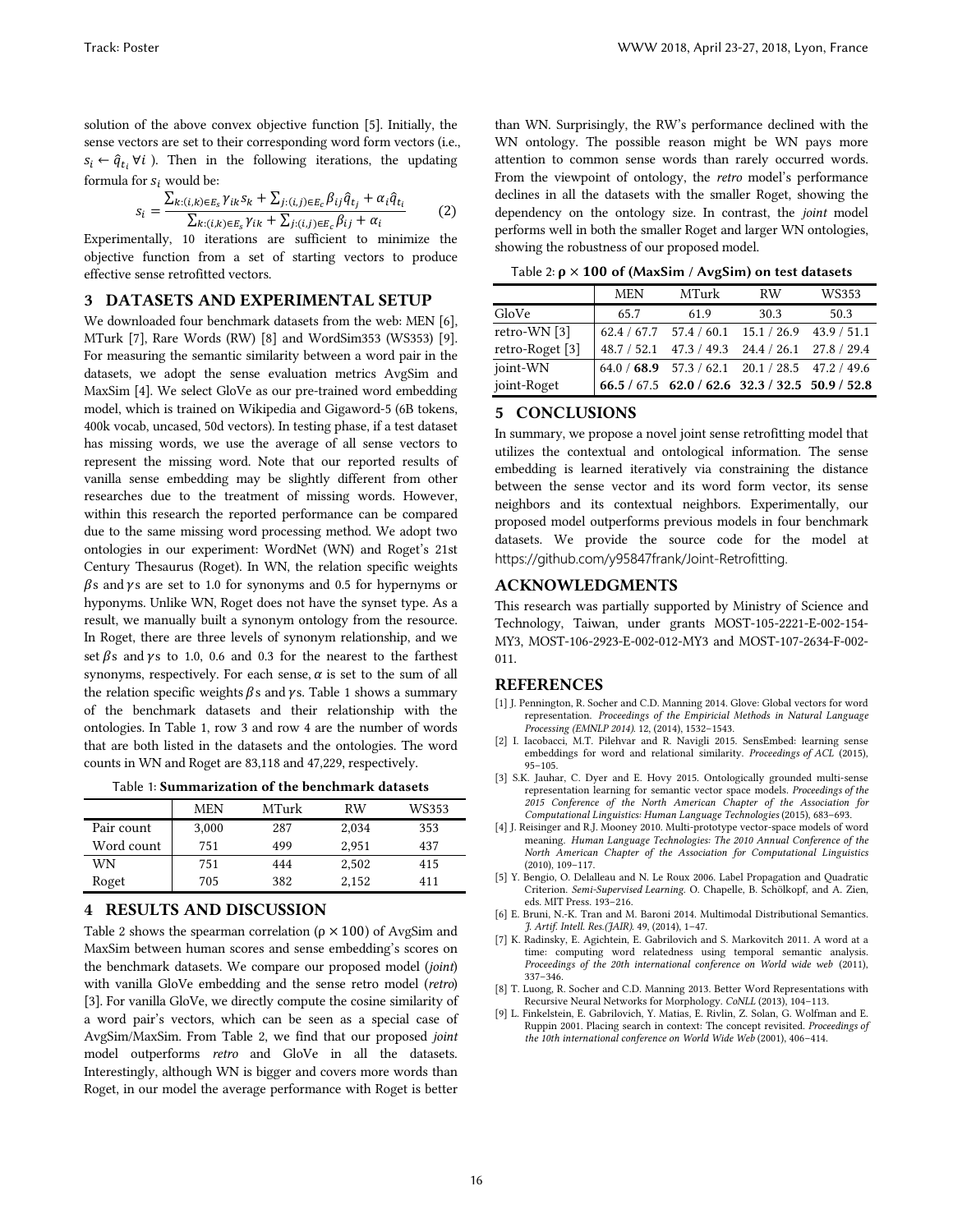solution of the above convex objective function [5]. Initially, the sense vectors are set to their corresponding word form vectors (i.e., $s_i \leftarrow \hat{q}_{t_i} \forall i$ ). Then in the following iterations, the updating formula for $s_i$ would be:

$$s_i = \frac{\sum_{k:(i,k)\in E_s} \gamma_{ik} s_k + \sum_{j:(i,j)\in E_c} \beta_{ij} \hat{q}_{t_j} + \alpha_i \hat{q}_{t_i}}{\sum_{k:(i,k)\in E_s} \gamma_{ik} + \sum_{j:(i,j)\in E_c} \beta_{ij} + \alpha_i} \quad (2)$$

Experimentally, 10 iterations are sufficient to minimize the objective function from a set of starting vectors to produce effective sense retrofitted vectors.

## 3 DATASETS AND EXPERIMENTAL SETUP

We downloaded four benchmark datasets from the web: MEN [6], MTurk [7], Rare Words (RW) [8] and WordSim353 (WS353) [9]. For measuring the semantic similarity between a word pair in the datasets, we adopt the sense evaluation metrics AvgSim and MaxSim [4]. We select GloVe as our pre-trained word embedding model, which is trained on Wikipedia and Gigaword-5 (6B tokens, 400k vocab, uncased, 50d vectors). In testing phase, if a test dataset has missing words, we use the average of all sense vectors to represent the missing word. Note that our reported results of vanilla sense embedding may be slightly different from other researches due to the treatment of missing words. However, within this research the reported performance can be compared due to the same missing word processing method. We adopt two ontologies in our experiment: WordNet (WN) and Roget's 21st Century Thesaurus (Roget). In WN, the relation specific weights $\beta$s and $\gamma$s are set to 1.0 for synonyms and 0.5 for hypernyms or hyponyms. Unlike WN, Roget does not have the synset type. As a result, we manually built a synonym ontology from the resource. In Roget, there are three levels of synonym relationship, and we set $\beta$s and $\gamma$s to 1.0, 0.6 and 0.3 for the nearest to the farthest synonyms, respectively. For each sense, $\alpha$ is set to the sum of all the relation specific weights $\beta$s and $\gamma$s. Table 1 shows a summary of the benchmark datasets and their relationship with the ontologies. In Table 1, row 3 and row 4 are the number of words that are both listed in the datasets and the ontologies. The word counts in WN and Roget are 83,118 and 47,229, respectively.

Table 1: **Summarization of the benchmark datasets**

| | MEN | MTurk | RW | WS353 |
|---|---|---|---|---|
| Pair count | 3,000 | 287 | 2,034 | 353 |
| Word count | 751 | 499 | 2,951 | 437 |
| WN | 751 | 444 | 2,502 | 415 |
| Roget | 705 | 382 | 2,152 | 411 |

## 4 RESULTS AND DISCUSSION

Table 2 shows the spearman correlation ($\rho \times 100$) of AvgSim and MaxSim between human scores and sense embedding's scores on the benchmark datasets. We compare our proposed model (*joint*) with vanilla GloVe embedding and the sense retro model (*retro*) [3]. For vanilla GloVe, we directly compute the cosine similarity of a word pair's vectors, which can be seen as a special case of AvgSim/MaxSim. From Table 2, we find that our proposed *joint* model outperforms *retro* and GloVe in all the datasets. Interestingly, although WN is bigger and covers more words than Roget, in our model the average performance with Roget is better than WN. Surprisingly, the RW's performance declined with the WN ontology. The possible reason might be WN pays more attention to common sense words than rarely occurred words. From the viewpoint of ontology, the *retro* model's performance declines in all the datasets with the smaller Roget, showing the dependency on the ontology size. In contrast, the *joint* model performs well in both the smaller Roget and larger WN ontologies, showing the robustness of our proposed model.

Table 2: **$\rho \times 100$ of (MaxSim / AvgSim) on test datasets**

| | MEN | MTurk | RW | WS353 |
|---|---|---|---|---|
| GloVe | 65.7 | 61.9 | 30.3 | 50.3 |
| retro-WN [3] | 62.4 / 67.7 | 57.4 / 60.1 | 15.1 / 26.9 | 43.9 / 51.1 |
| retro-Roget [3] | 48.7 / 52.1 | 47.3 / 49.3 | 24.4 / 26.1 | 27.8 / 29.4 |
| joint-WN | 64.0 / **68.9** | 57.3 / 62.1 | 20.1 / 28.5 | 47.2 / 49.6 |
| joint-Roget | **66.5** / 67.5 | **62.0 / 62.6** | **32.3 / 32.5** | **50.9 / 52.8** |

## 5 CONCLUSIONS

In summary, we propose a novel joint sense retrofitting model that utilizes the contextual and ontological information. The sense embedding is learned iteratively via constraining the distance between the sense vector and its word form vector, its sense neighbors and its contextual neighbors. Experimentally, our proposed model outperforms previous models in four benchmark datasets. We provide the source code for the model at https://github.com/y95847frank/Joint-Retrofitting.

## ACKNOWLEDGMENTS

This research was partially supported by Ministry of Science and Technology, Taiwan, under grants MOST-105-2221-E-002-154-MY3, MOST-106-2923-E-002-012-MY3 and MOST-107-2634-F-002-011.

## REFERENCES

[1] J. Pennington, R. Socher and C.D. Manning 2014. Glove: Global vectors for word representation. *Proceedings of the Empiricial Methods in Natural Language Processing (EMNLP 2014).* 12, (2014), 1532–1543.

[2] I. Iacobacci, M.T. Pilehvar and R. Navigli 2015. SensEmbed: learning sense embeddings for word and relational similarity. *Proceedings of ACL* (2015), 95–105.

[3] S.K. Jauhar, C. Dyer and E. Hovy 2015. Ontologically grounded multi-sense representation learning for semantic vector space models. *Proceedings of the 2015 Conference of the North American Chapter of the Association for Computational Linguistics: Human Language Technologies* (2015), 683–693.

[4] J. Reisinger and R.J. Mooney 2010. Multi-prototype vector-space models of word meaning. *Human Language Technologies: The 2010 Annual Conference of the North American Chapter of the Association for Computational Linguistics* (2010), 109–117.

[5] Y. Bengio, O. Delalleau and N. Le Roux 2006. Label Propagation and Quadratic Criterion. *Semi-Supervised Learning.* O. Chapelle, B. Schölkopf, and A. Zien, eds. MIT Press. 193–216.

[6] E. Bruni, N.-K. Tran and M. Baroni 2014. Multimodal Distributional Semantics. *J. Artif. Intell. Res.(JAIR).* 49, (2014), 1–47.

[7] K. Radinsky, E. Agichtein, E. Gabrilovich and S. Markovitch 2011. A word at a time: computing word relatedness using temporal semantic analysis. *Proceedings of the 20th international conference on World wide web* (2011), 337–346.

[8] T. Luong, R. Socher and C.D. Manning 2013. Better Word Representations with Recursive Neural Networks for Morphology. *CoNLL* (2013), 104–113.

[9] L. Finkelstein, E. Gabrilovich, Y. Matias, E. Rivlin, Z. Solan, G. Wolfman and E. Ruppin 2001. Placing search in context: The concept revisited. *Proceedings of the 10th international conference on World Wide Web* (2001), 406–414.